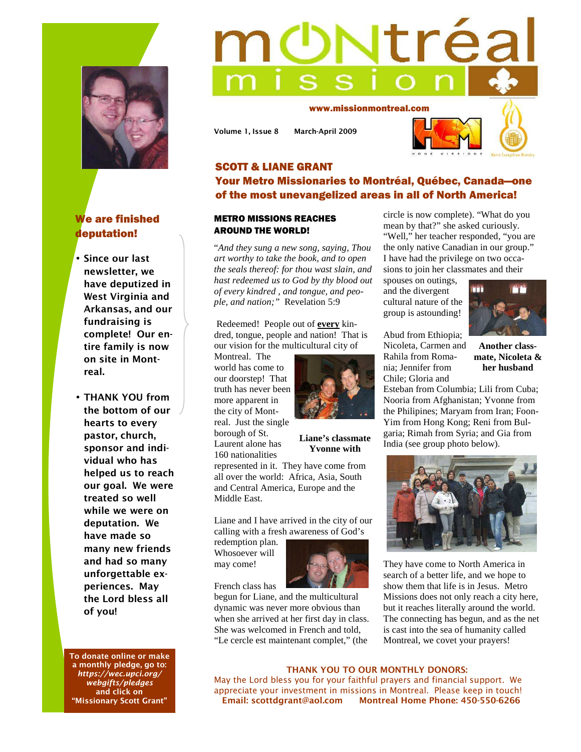# Montréal Mission

www.missionmontreal.com

Volume 1, Issue 8 March-April 2009

## SCOTT & LIANE GRANT

## Your Metro Missionaries to Montréal, Québec, Canada—one of the most unevangelized areas in all of North America!

### We are finished deputation!

- Since our last newsletter, we have deputized in West Virginia and Arkansas, and our fundraising is complete! Our entire family is now on site in Montreal.
- THANK YOU from the bottom of our hearts to every pastor, church, sponsor and individual who has helped us to reach our goal. We were treated so well while we were on deputation. We have made so many new friends and had so many unforgettable experiences. May the Lord bless all of you!

**To donate online or make a monthly pledge, go to: *https://wec.upci.org/webgifts/pledges* and click on "Missionary Scott Grant"**

### METRO MISSIONS REACHES AROUND THE WORLD!

"*And they sung a new song, saying, Thou art worthy to take the book, and to open the seals thereof: for thou wast slain, and hast redeemed us to God by thy blood out of every kindred , and tongue, and people, and nation;"* Revelation 5:9

Redeemed! People out of **every** kindred, tongue, people and nation! That is our vision for the multicultural city of Montreal. The world has come to our doorstep! That truth has never been more apparent in the city of Montreal. Just the single borough of St. Laurent alone has 160 nationalities represented in it. They have come from all over the world: Africa, Asia, South and Central America, Europe and the Middle East.

**Liane's classmate Yvonne with**

Liane and I have arrived in the city of our calling with a fresh awareness of God's redemption plan. Whosoever will may come!

French class has begun for Liane, and the multicultural dynamic was never more obvious than when she arrived at her first day in class. She was welcomed in French and told, "Le cercle est maintenant complet," (the circle is now complete). "What do you mean by that?" she asked curiously. "Well," her teacher responded, "you are the only native Canadian in our group." I have had the privilege on two occasions to join her classmates and their spouses on outings, and the divergent cultural nature of the group is astounding!

**Another classmate, Nicoleta & her husband**

Abud from Ethiopia; Nicoleta, Carmen and Rahila from Romania; Jennifer from Chile; Gloria and Esteban from Columbia; Lili from Cuba; Nooria from Afghanistan; Yvonne from the Philipines; Maryam from Iran; Foon-Yim from Hong Kong; Reni from Bulgaria; Rimah from Syria; and Gia from India (see group photo below).

They have come to North America in search of a better life, and we hope to show them that life is in Jesus. Metro Missions does not only reach a city here, but it reaches literally around the world. The connecting has begun, and as the net is cast into the sea of humanity called Montreal, we covet your prayers!

**THANK YOU TO OUR MONTHLY DONORS:**

May the Lord bless you for your faithful prayers and financial support. We appreciate your investment in missions in Montreal. Please keep in touch!

**Email: scottdgrant@aol.com Montreal Home Phone: 450-550-6266**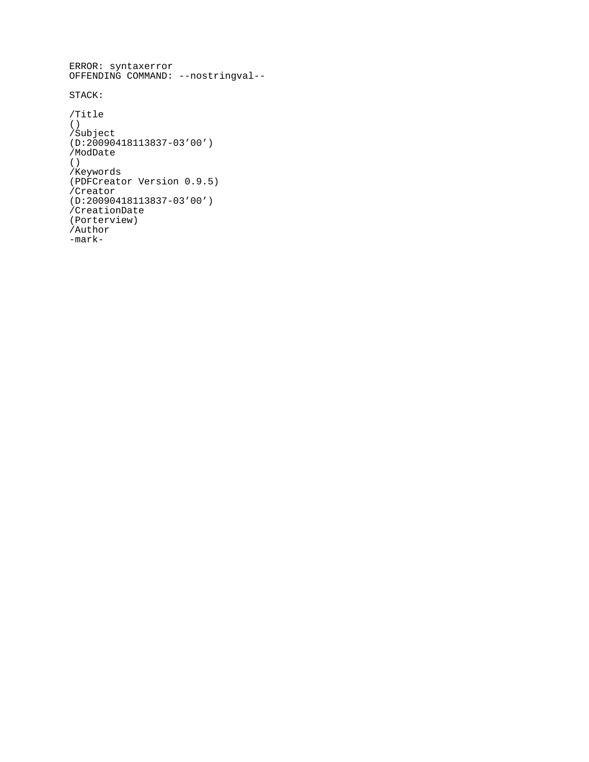ERROR: syntaxerror
OFFENDING COMMAND: --nostringval--

STACK:

/Title
()
/Subject
(D:20090418113837-03’00’)
/ModDate
()
/Keywords
(PDFCreator Version 0.9.5)
/Creator
(D:20090418113837-03’00’)
/CreationDate
(Porterview)
/Author
-mark-